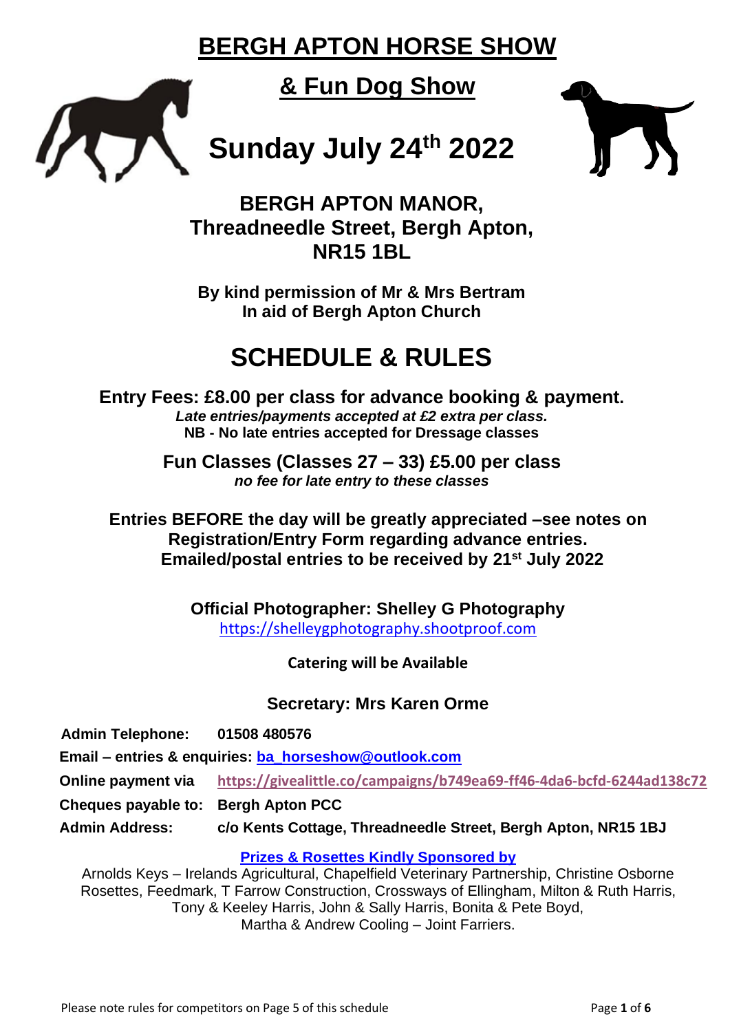# BERGH APTON HORSE SHOW

## & Fun Dog Show

# Sunday July 24th 2022

### BERGH APTON MANOR,
### Threadneedle Street, Bergh Apton,
### NR15 1BL

**By kind permission of Mr & Mrs Bertram**
**In aid of Bergh Apton Church**

# SCHEDULE & RULES

**Entry Fees: £8.00 per class for advance booking & payment.**
***Late entries/payments accepted at £2 extra per class.***
**NB - No late entries accepted for Dressage classes**

**Fun Classes (Classes 27 – 33) £5.00 per class**
***no fee for late entry to these classes***

**Entries BEFORE the day will be greatly appreciated –see notes on Registration/Entry Form regarding advance entries.**
**Emailed/postal entries to be received by 21st July 2022**

**Official Photographer: Shelley G Photography**
https://shelleygphotography.shootproof.com

**Catering will be Available**

**Secretary: Mrs Karen Orme**

**Admin Telephone:** **01508 480576**

**Email – entries & enquiries: ba_horseshow@outlook.com**

**Online payment via** **https://givealittle.co/campaigns/b749ea69-ff46-4da6-bcfd-6244ad138c72**

**Cheques payable to:** **Bergh Apton PCC**

**Admin Address:** **c/o Kents Cottage, Threadneedle Street, Bergh Apton, NR15 1BJ**

**Prizes & Rosettes Kindly Sponsored by**

Arnolds Keys – Irelands Agricultural, Chapelfield Veterinary Partnership, Christine Osborne Rosettes, Feedmark, T Farrow Construction, Crossways of Ellingham, Milton & Ruth Harris, Tony & Keeley Harris, John & Sally Harris, Bonita & Pete Boyd, Martha & Andrew Cooling – Joint Farriers.

Please note rules for competitors on Page 5 of this schedule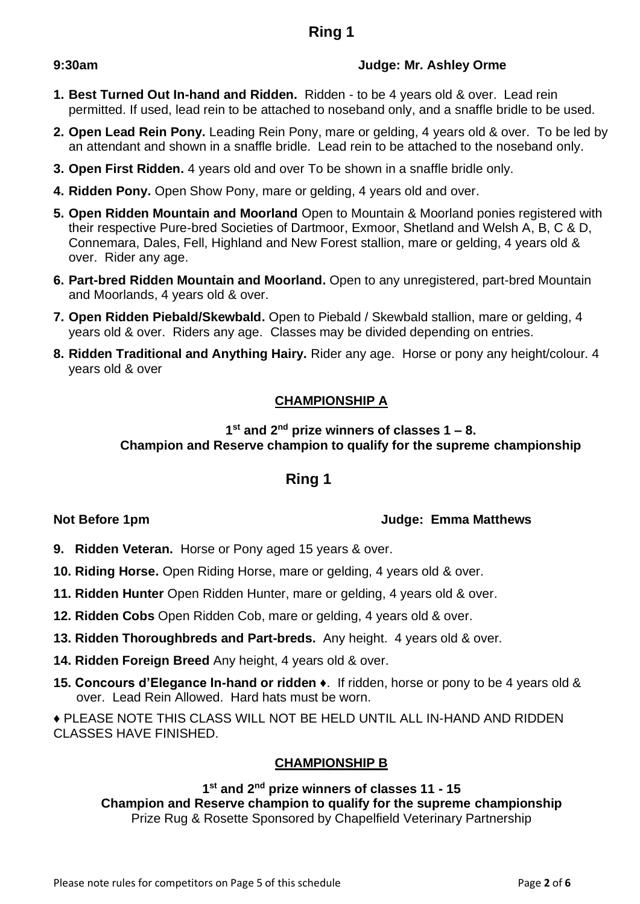# Ring 1

**9:30am** **Judge: Mr. Ashley Orme**

1. **Best Turned Out In-hand and Ridden.** Ridden - to be 4 years old & over. Lead rein permitted. If used, lead rein to be attached to noseband only, and a snaffle bridle to be used.
2. **Open Lead Rein Pony.** Leading Rein Pony, mare or gelding, 4 years old & over. To be led by an attendant and shown in a snaffle bridle. Lead rein to be attached to the noseband only.
3. **Open First Ridden.** 4 years old and over To be shown in a snaffle bridle only.
4. **Ridden Pony.** Open Show Pony, mare or gelding, 4 years old and over.
5. **Open Ridden Mountain and Moorland** Open to Mountain & Moorland ponies registered with their respective Pure-bred Societies of Dartmoor, Exmoor, Shetland and Welsh A, B, C & D, Connemara, Dales, Fell, Highland and New Forest stallion, mare or gelding, 4 years old & over. Rider any age.
6. **Part-bred Ridden Mountain and Moorland.** Open to any unregistered, part-bred Mountain and Moorlands, 4 years old & over.
7. **Open Ridden Piebald/Skewbald.** Open to Piebald / Skewbald stallion, mare or gelding, 4 years old & over. Riders any age. Classes may be divided depending on entries.
8. **Ridden Traditional and Anything Hairy.** Rider any age. Horse or pony any height/colour. 4 years old & over

## CHAMPIONSHIP A

**1st and 2nd prize winners of classes 1 – 8.**
**Champion and Reserve champion to qualify for the supreme championship**

# Ring 1

**Not Before 1pm** **Judge: Emma Matthews**

9. **Ridden Veteran.** Horse or Pony aged 15 years & over.
10. **Riding Horse.** Open Riding Horse, mare or gelding, 4 years old & over.
11. **Ridden Hunter** Open Ridden Hunter, mare or gelding, 4 years old & over.
12. **Ridden Cobs** Open Ridden Cob, mare or gelding, 4 years old & over.
13. **Ridden Thoroughbreds and Part-breds.** Any height. 4 years old & over.
14. **Ridden Foreign Breed** Any height, 4 years old & over.
15. **Concours d'Elegance In-hand or ridden ♦.** If ridden, horse or pony to be 4 years old & over. Lead Rein Allowed. Hard hats must be worn.

♦ PLEASE NOTE THIS CLASS WILL NOT BE HELD UNTIL ALL IN-HAND AND RIDDEN CLASSES HAVE FINISHED.

## CHAMPIONSHIP B

**1st and 2nd prize winners of classes 11 - 15**
**Champion and Reserve champion to qualify for the supreme championship**
Prize Rug & Rosette Sponsored by Chapelfield Veterinary Partnership

Please note rules for competitors on Page 5 of this schedule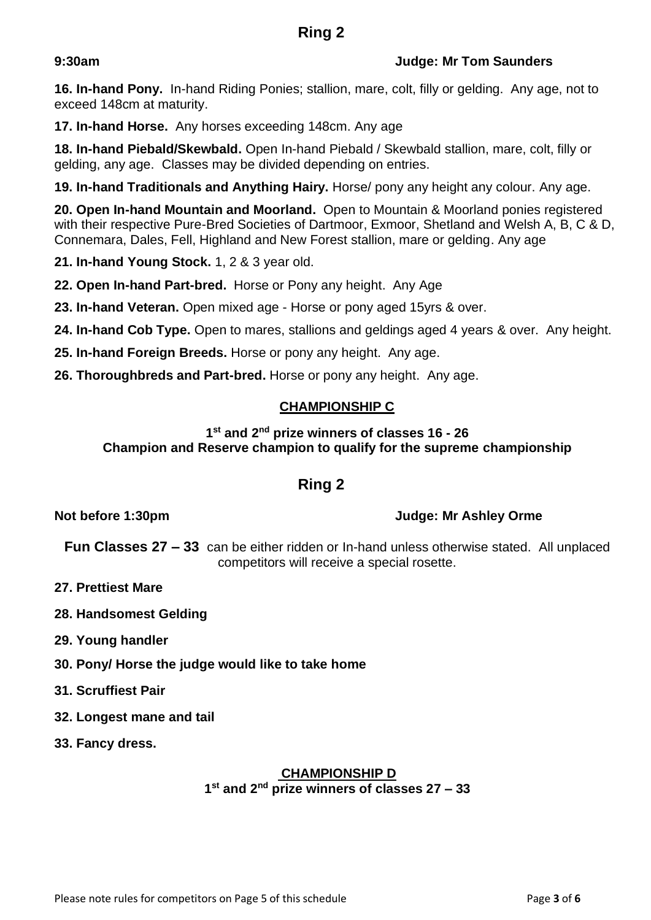## Ring 2

**9:30am** **Judge: Mr Tom Saunders**

**16. In-hand Pony.** In-hand Riding Ponies; stallion, mare, colt, filly or gelding. Any age, not to exceed 148cm at maturity.

**17. In-hand Horse.** Any horses exceeding 148cm. Any age

**18. In-hand Piebald/Skewbald.** Open In-hand Piebald / Skewbald stallion, mare, colt, filly or gelding, any age. Classes may be divided depending on entries.

**19. In-hand Traditionals and Anything Hairy.** Horse/ pony any height any colour. Any age.

**20. Open In-hand Mountain and Moorland.** Open to Mountain & Moorland ponies registered with their respective Pure-Bred Societies of Dartmoor, Exmoor, Shetland and Welsh A, B, C & D, Connemara, Dales, Fell, Highland and New Forest stallion, mare or gelding. Any age

**21. In-hand Young Stock.** 1, 2 & 3 year old.

**22. Open In-hand Part-bred.** Horse or Pony any height. Any Age

**23. In-hand Veteran.** Open mixed age - Horse or pony aged 15yrs & over.

**24. In-hand Cob Type.** Open to mares, stallions and geldings aged 4 years & over. Any height.

**25. In-hand Foreign Breeds.** Horse or pony any height. Any age.

**26. Thoroughbreds and Part-bred.** Horse or pony any height. Any age.

### CHAMPIONSHIP C

**1st and 2nd prize winners of classes 16 - 26**
**Champion and Reserve champion to qualify for the supreme championship**

## Ring 2

**Not before 1:30pm** **Judge: Mr Ashley Orme**

**Fun Classes 27 – 33** can be either ridden or In-hand unless otherwise stated. All unplaced competitors will receive a special rosette.

**27. Prettiest Mare**

**28. Handsomest Gelding**

**29. Young handler**

**30. Pony/ Horse the judge would like to take home**

**31. Scruffiest Pair**

**32. Longest mane and tail**

**33. Fancy dress.**

### CHAMPIONSHIP D

**1st and 2nd prize winners of classes 27 – 33**

Please note rules for competitors on Page 5 of this schedule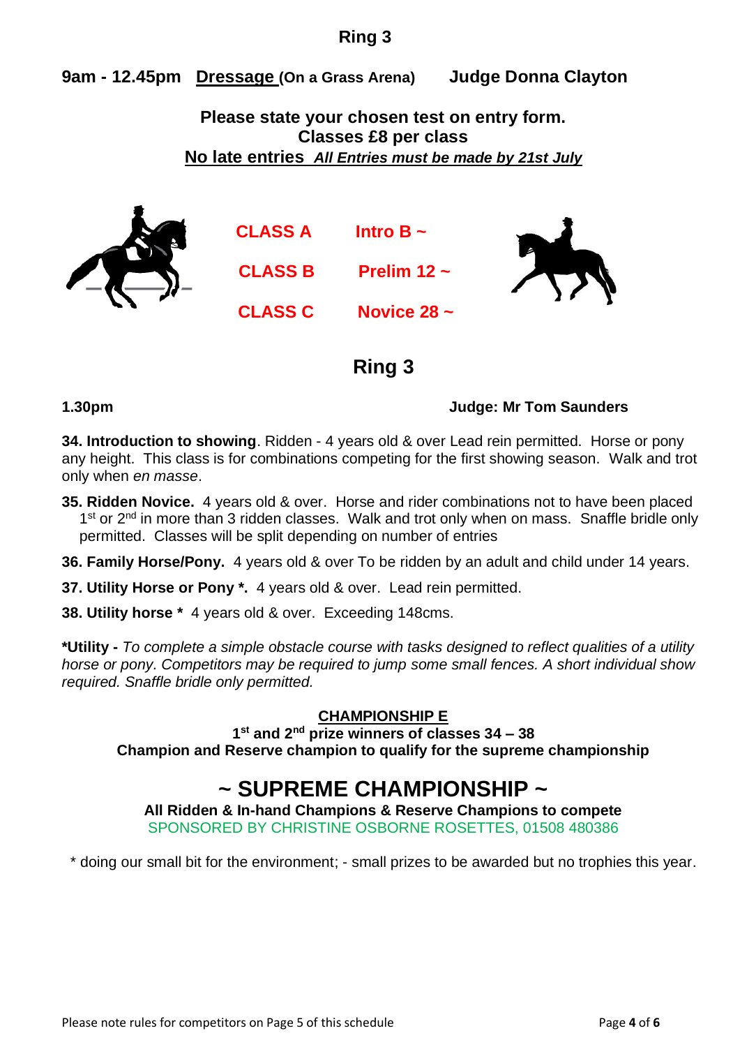## Ring 3

**9am - 12.45pm** **<u>Dressage</u> (On a Grass Arena)** **Judge Donna Clayton**

**Please state your chosen test on entry form.**
**Classes £8 per class**
**<u>No late entries</u>** ***<u>All Entries must be made by 21st July</u>***

| | |
|---|---|
| **CLASS A** | **Intro B ~** |
| **CLASS B** | **Prelim 12 ~** |
| **CLASS C** | **Novice 28 ~** |

## Ring 3

**1.30pm** **Judge: Mr Tom Saunders**

**34. Introduction to showing**. Ridden - 4 years old & over Lead rein permitted. Horse or pony any height. This class is for combinations competing for the first showing season. Walk and trot only when *en masse*.

**35. Ridden Novice.** 4 years old & over. Horse and rider combinations not to have been placed 1st or 2nd in more than 3 ridden classes. Walk and trot only when on mass. Snaffle bridle only permitted. Classes will be split depending on number of entries

**36. Family Horse/Pony.** 4 years old & over To be ridden by an adult and child under 14 years.

**37. Utility Horse or Pony *.** 4 years old & over. Lead rein permitted.

**38. Utility horse *** 4 years old & over. Exceeding 148cms.

***Utility -** *To complete a simple obstacle course with tasks designed to reflect qualities of a utility horse or pony. Competitors may be required to jump some small fences. A short individual show required. Snaffle bridle only permitted.*

**<u>CHAMPIONSHIP E</u>**
**1st and 2nd prize winners of classes 34 – 38**
**Champion and Reserve champion to qualify for the supreme championship**

## ~ SUPREME CHAMPIONSHIP ~

**All Ridden & In-hand Champions & Reserve Champions to compete**
SPONSORED BY CHRISTINE OSBORNE ROSETTES, 01508 480386

* doing our small bit for the environment; - small prizes to be awarded but no trophies this year.

Please note rules for competitors on Page 5 of this schedule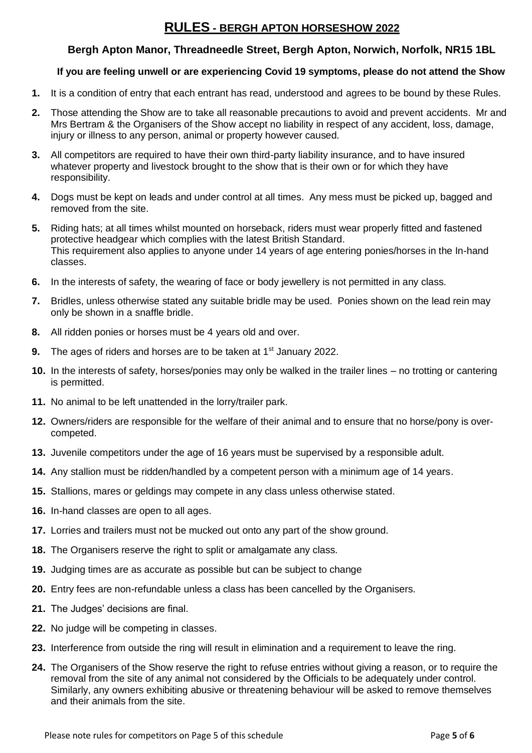# RULES - BERGH APTON HORSESHOW 2022

**Bergh Apton Manor, Threadneedle Street, Bergh Apton, Norwich, Norfolk, NR15 1BL**

**If you are feeling unwell or are experiencing Covid 19 symptoms, please do not attend the Show**

1. It is a condition of entry that each entrant has read, understood and agrees to be bound by these Rules.
2. Those attending the Show are to take all reasonable precautions to avoid and prevent accidents. Mr and Mrs Bertram & the Organisers of the Show accept no liability in respect of any accident, loss, damage, injury or illness to any person, animal or property however caused.
3. All competitors are required to have their own third-party liability insurance, and to have insured whatever property and livestock brought to the show that is their own or for which they have responsibility.
4. Dogs must be kept on leads and under control at all times. Any mess must be picked up, bagged and removed from the site.
5. Riding hats; at all times whilst mounted on horseback, riders must wear properly fitted and fastened protective headgear which complies with the latest British Standard.
   This requirement also applies to anyone under 14 years of age entering ponies/horses in the In-hand classes.
6. In the interests of safety, the wearing of face or body jewellery is not permitted in any class.
7. Bridles, unless otherwise stated any suitable bridle may be used. Ponies shown on the lead rein may only be shown in a snaffle bridle.
8. All ridden ponies or horses must be 4 years old and over.
9. The ages of riders and horses are to be taken at 1st January 2022.
10. In the interests of safety, horses/ponies may only be walked in the trailer lines – no trotting or cantering is permitted.
11. No animal to be left unattended in the lorry/trailer park.
12. Owners/riders are responsible for the welfare of their animal and to ensure that no horse/pony is over-competed.
13. Juvenile competitors under the age of 16 years must be supervised by a responsible adult.
14. Any stallion must be ridden/handled by a competent person with a minimum age of 14 years.
15. Stallions, mares or geldings may compete in any class unless otherwise stated.
16. In-hand classes are open to all ages.
17. Lorries and trailers must not be mucked out onto any part of the show ground.
18. The Organisers reserve the right to split or amalgamate any class.
19. Judging times are as accurate as possible but can be subject to change
20. Entry fees are non-refundable unless a class has been cancelled by the Organisers.
21. The Judges' decisions are final.
22. No judge will be competing in classes.
23. Interference from outside the ring will result in elimination and a requirement to leave the ring.
24. The Organisers of the Show reserve the right to refuse entries without giving a reason, or to require the removal from the site of any animal not considered by the Officials to be adequately under control. Similarly, any owners exhibiting abusive or threatening behaviour will be asked to remove themselves and their animals from the site.

Please note rules for competitors on Page 5 of this schedule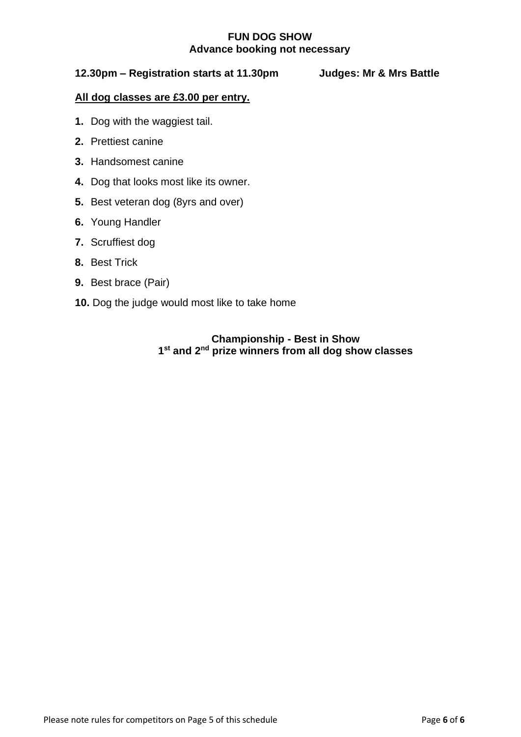## FUN DOG SHOW
### Advance booking not necessary

**12.30pm – Registration starts at 11.30pm** **Judges: Mr & Mrs Battle**

**All dog classes are £3.00 per entry.**

**1.** Dog with the waggiest tail.

**2.** Prettiest canine

**3.** Handsomest canine

**4.** Dog that looks most like its owner.

**5.** Best veteran dog (8yrs and over)

**6.** Young Handler

**7.** Scruffiest dog

**8.** Best Trick

**9.** Best brace (Pair)

**10.** Dog the judge would most like to take home

**Championship - Best in Show**
**1st and 2nd prize winners from all dog show classes**

Please note rules for competitors on Page 5 of this schedule